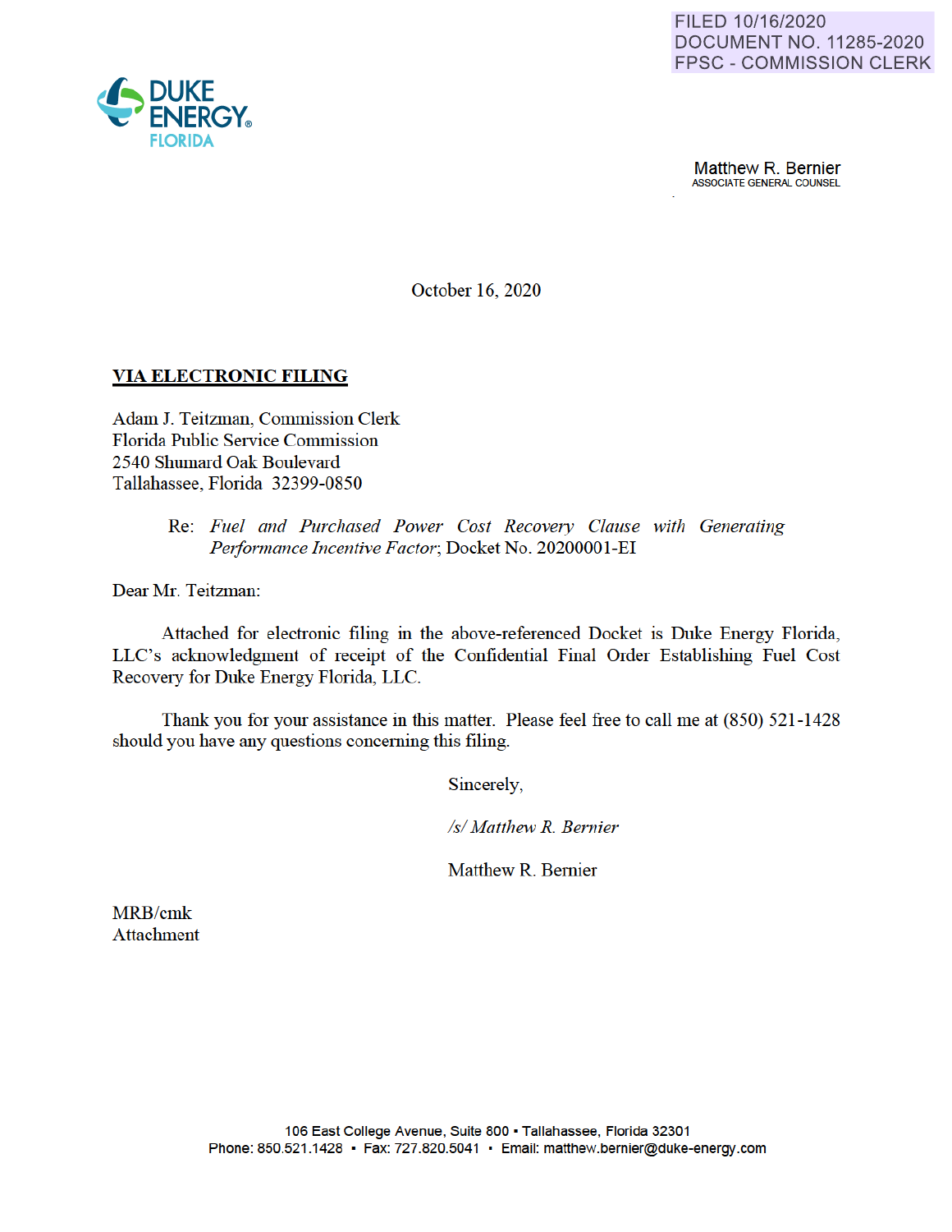FILED 10/16/2020
DOCUMENT NO. 11285-2020
FPSC - COMMISSION CLERK

DUKE ENERGY® FLORIDA

Matthew R. Bernier
ASSOCIATE GENERAL COUNSEL

October 16, 2020

**VIA ELECTRONIC FILING**

Adam J. Teitzman, Commission Clerk
Florida Public Service Commission
2540 Shumard Oak Boulevard
Tallahassee, Florida 32399-0850

Re: *Fuel and Purchased Power Cost Recovery Clause with Generating Performance Incentive Factor*; Docket No. 20200001-EI

Dear Mr. Teitzman:

Attached for electronic filing in the above-referenced Docket is Duke Energy Florida, LLC's acknowledgment of receipt of the Confidential Final Order Establishing Fuel Cost Recovery for Duke Energy Florida, LLC.

Thank you for your assistance in this matter. Please feel free to call me at (850) 521-1428 should you have any questions concerning this filing.

Sincerely,

*/s/ Matthew R. Bernier*

Matthew R. Bernier

MRB/cmk
Attachment

106 East College Avenue, Suite 800 ▪ Tallahassee, Florida 32301
Phone: 850.521.1428 ▪ Fax: 727.820.5041 ▪ Email: matthew.bernier@duke-energy.com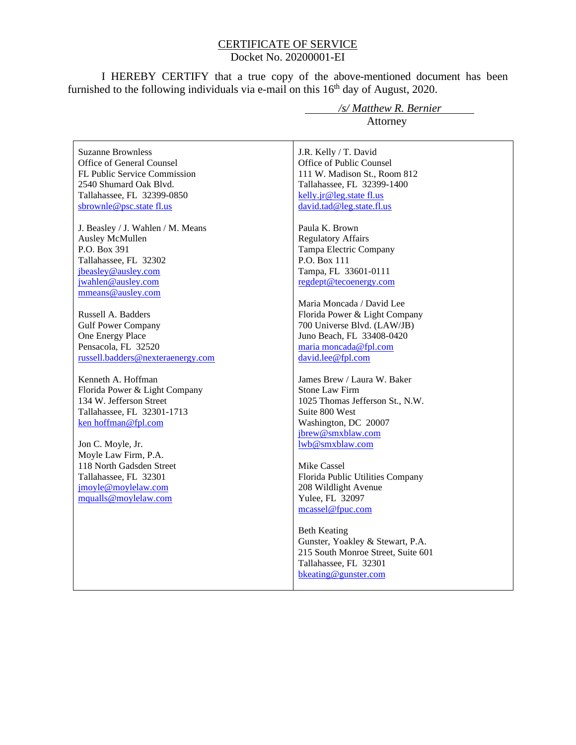# CERTIFICATE OF SERVICE

Docket No. 20200001-EI

I HEREBY CERTIFY that a true copy of the above-mentioned document has been furnished to the following individuals via e-mail on this 16th day of August, 2020.

*/s/ Matthew R. Bernier*
Attorney

Suzanne Brownless
Office of General Counsel
FL Public Service Commission
2540 Shumard Oak Blvd.
Tallahassee, FL 32399-0850
sbrownle@psc.state fl.us

J. Beasley / J. Wahlen / M. Means
Ausley McMullen
P.O. Box 391
Tallahassee, FL 32302
jbeasley@ausley.com
jwahlen@ausley.com
mmeans@ausley.com

Russell A. Badders
Gulf Power Company
One Energy Place
Pensacola, FL 32520
russell.badders@nexteraenergy.com

Kenneth A. Hoffman
Florida Power & Light Company
134 W. Jefferson Street
Tallahassee, FL 32301-1713
ken hoffman@fpl.com

Jon C. Moyle, Jr.
Moyle Law Firm, P.A.
118 North Gadsden Street
Tallahassee, FL 32301
jmoyle@moylelaw.com
mqualls@moylelaw.com

J.R. Kelly / T. David
Office of Public Counsel
111 W. Madison St., Room 812
Tallahassee, FL 32399-1400
kelly.jr@leg.state fl.us
david.tad@leg.state.fl.us

Paula K. Brown
Regulatory Affairs
Tampa Electric Company
P.O. Box 111
Tampa, FL 33601-0111
regdept@tecoenergy.com

Maria Moncada / David Lee
Florida Power & Light Company
700 Universe Blvd. (LAW/JB)
Juno Beach, FL 33408-0420
maria moncada@fpl.com
david.lee@fpl.com

James Brew / Laura W. Baker
Stone Law Firm
1025 Thomas Jefferson St., N.W.
Suite 800 West
Washington, DC 20007
jbrew@smxblaw.com
lwb@smxblaw.com

Mike Cassel
Florida Public Utilities Company
208 Wildlight Avenue
Yulee, FL 32097
mcassel@fpuc.com

Beth Keating
Gunster, Yoakley & Stewart, P.A.
215 South Monroe Street, Suite 601
Tallahassee, FL 32301
bkeating@gunster.com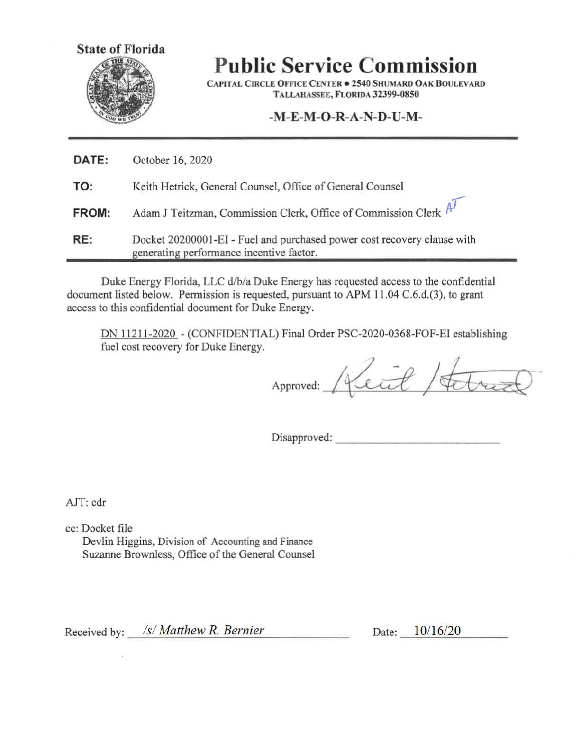**State of Florida**

# Public Service Commission

**CAPITAL CIRCLE OFFICE CENTER • 2540 SHUMARD OAK BOULEVARD**
**TALLAHASSEE, FLORIDA 32399-0850**

**-M-E-M-O-R-A-N-D-U-M-**

| | |
|---|---|
| **DATE:** | October 16, 2020 |
| **TO:** | Keith Hetrick, General Counsel, Office of General Counsel |
| **FROM:** | Adam J Teitzman, Commission Clerk, Office of Commission Clerk AJT |
| **RE:** | Docket 20200001-EI - Fuel and purchased power cost recovery clause with generating performance incentive factor. |

Duke Energy Florida, LLC d/b/a Duke Energy has requested access to the confidential document listed below. Permission is requested, pursuant to APM 11.04 C.6.d.(3), to grant access to this confidential document for Duke Energy.

DN 11211-2020 - (CONFIDENTIAL) Final Order PSC-2020-0368-FOF-EI establishing fuel cost recovery for Duke Energy.

Approved: Keith Hetrick

Disapproved: ____________________

AJT: cdr

cc: Docket file
Devlin Higgins, Division of Accounting and Finance
Suzanne Brownless, Office of the General Counsel

Received by: */s/ Matthew R. Bernier* Date: 10/16/20